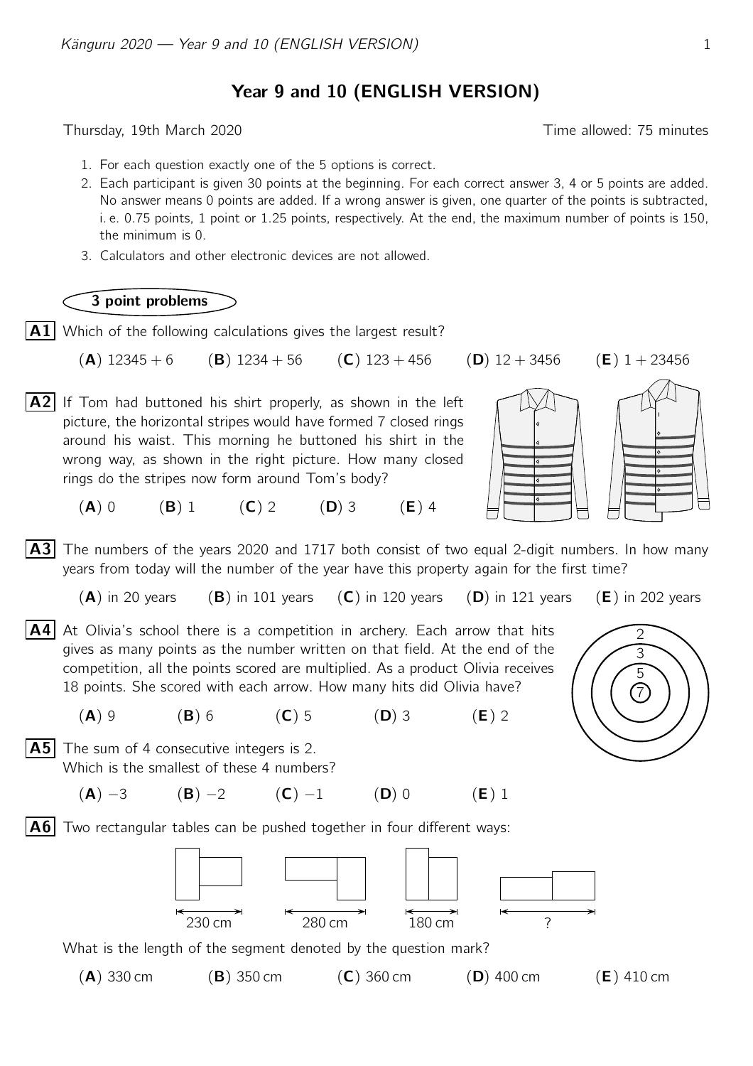# Year 9 and 10 (ENGLISH VERSION)

Thursday, 19th March 2020 | Time allowed: 75 minutes

1. For each question exactly one of the 5 options is correct.
2. Each participant is given 30 points at the beginning. For each correct answer 3, 4 or 5 points are added. No answer means 0 points are added. If a wrong answer is given, one quarter of the points is subtracted, i. e. 0.75 points, 1 point or 1.25 points, respectively. At the end, the maximum number of points is 150, the minimum is 0.
3. Calculators and other electronic devices are not allowed.

## 3 point problems

**A1** Which of the following calculations gives the largest result?

(**A**) $12345 + 6$ (**B**) $1234 + 56$ (**C**) $123 + 456$ (**D**) $12 + 3456$ (**E**) $1 + 23456$

**A2** If Tom had buttoned his shirt properly, as shown in the left picture, the horizontal stripes would have formed 7 closed rings around his waist. This morning he buttoned his shirt in the wrong way, as shown in the right picture. How many closed rings do the stripes now form around Tom's body?

(**A**) 0 (**B**) 1 (**C**) 2 (**D**) 3 (**E**) 4

**A3** The numbers of the years 2020 and 1717 both consist of two equal 2-digit numbers. In how many years from today will the number of the year have this property again for the first time?

(**A**) in 20 years (**B**) in 101 years (**C**) in 120 years (**D**) in 121 years (**E**) in 202 years

**A4** At Olivia's school there is a competition in archery. Each arrow that hits gives as many points as the number written on that field. At the end of the competition, all the points scored are multiplied. As a product Olivia receives 18 points. She scored with each arrow. How many hits did Olivia have?

(**A**) 9 (**B**) 6 (**C**) 5 (**D**) 3 (**E**) 2

**A5** The sum of 4 consecutive integers is 2.
Which is the smallest of these 4 numbers?

(**A**) $-3$ (**B**) $-2$ (**C**) $-1$ (**D**) 0 (**E**) 1

**A6** Two rectangular tables can be pushed together in four different ways:

230 cm 280 cm 180 cm ?

What is the length of the segment denoted by the question mark?

(**A**) 330 cm (**B**) 350 cm (**C**) 360 cm (**D**) 400 cm (**E**) 410 cm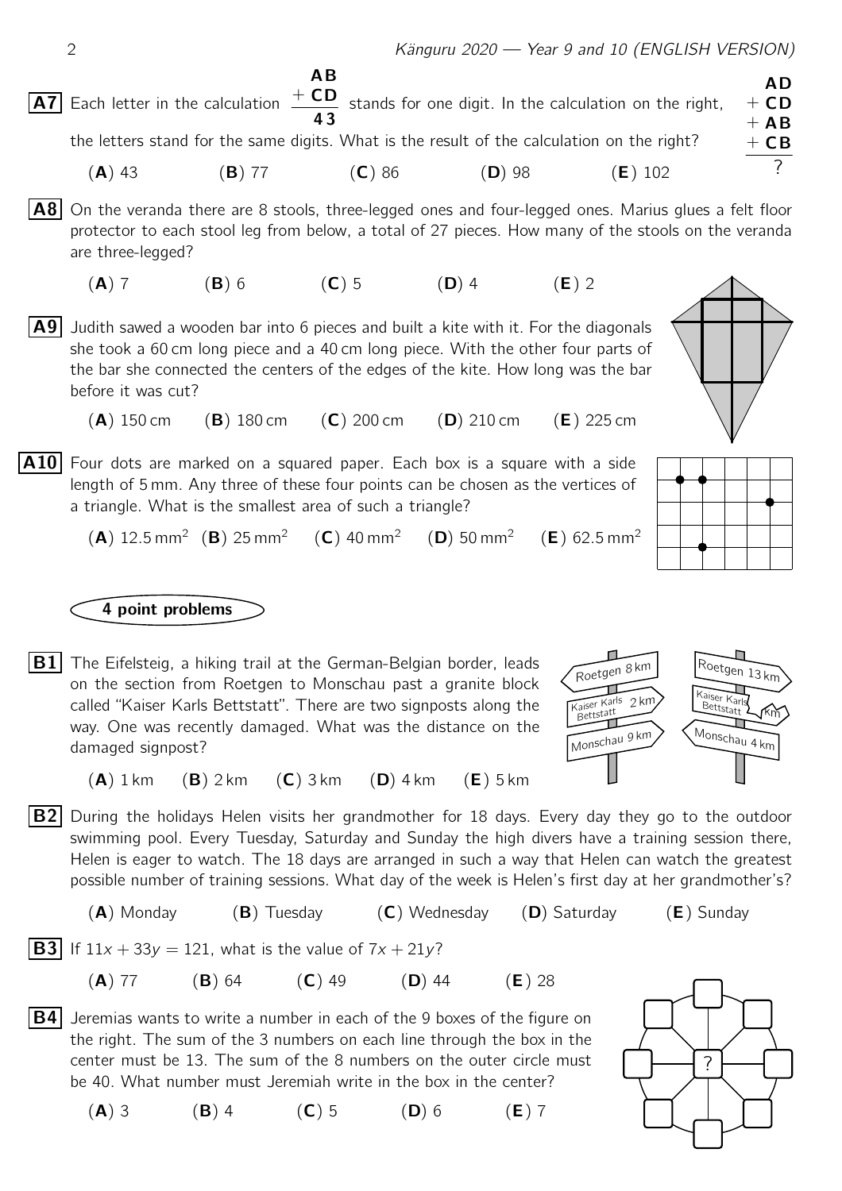**A7** Each letter in the calculation 

$$\begin{array}{r} \mathbf{AB} \\ +\ \mathbf{CD} \\ \hline \mathbf{43} \end{array}$$

stands for one digit. In the calculation on the right, the letters stand for the same digits. What is the result of the calculation on the right?

$$\begin{array}{r} \mathbf{AD} \\ +\ \mathbf{CD} \\ +\ \mathbf{AB} \\ +\ \mathbf{CB} \\ \hline ? \end{array}$$

(**A**) 43 (**B**) 77 (**C**) 86 (**D**) 98 (**E**) 102

**A8** On the veranda there are 8 stools, three-legged ones and four-legged ones. Marius glues a felt floor protector to each stool leg from below, a total of 27 pieces. How many of the stools on the veranda are three-legged?

(**A**) 7 (**B**) 6 (**C**) 5 (**D**) 4 (**E**) 2

**A9** Judith sawed a wooden bar into 6 pieces and built a kite with it. For the diagonals she took a 60 cm long piece and a 40 cm long piece. With the other four parts of the bar she connected the centers of the edges of the kite. How long was the bar before it was cut?

(**A**) 150 cm (**B**) 180 cm (**C**) 200 cm (**D**) 210 cm (**E**) 225 cm

**A10** Four dots are marked on a squared paper. Each box is a square with a side length of 5 mm. Any three of these four points can be chosen as the vertices of a triangle. What is the smallest area of such a triangle?

(**A**) $12.5\,\text{mm}^2$ (**B**) $25\,\text{mm}^2$ (**C**) $40\,\text{mm}^2$ (**D**) $50\,\text{mm}^2$ (**E**) $62.5\,\text{mm}^2$

## 4 point problems

**B1** The Eifelsteig, a hiking trail at the German-Belgian border, leads on the section from Roetgen to Monschau past a granite block called "Kaiser Karls Bettstatt". There are two signposts along the way. One was recently damaged. What was the distance on the damaged signpost?

Roetgen 8 km | Kaiser Karls Bettstatt 2 km | Monschau 9 km

Roetgen 13 km | Kaiser Karls Bettstatt ? km | Monschau 4 km

(**A**) 1 km (**B**) 2 km (**C**) 3 km (**D**) 4 km (**E**) 5 km

**B2** During the holidays Helen visits her grandmother for 18 days. Every day they go to the outdoor swimming pool. Every Tuesday, Saturday and Sunday the high divers have a training session there, Helen is eager to watch. The 18 days are arranged in such a way that Helen can watch the greatest possible number of training sessions. What day of the week is Helen's first day at her grandmother's?

(**A**) Monday (**B**) Tuesday (**C**) Wednesday (**D**) Saturday (**E**) Sunday

**B3** If $11x + 33y = 121$, what is the value of $7x + 21y$?

(**A**) 77 (**B**) 64 (**C**) 49 (**D**) 44 (**E**) 28

**B4** Jeremias wants to write a number in each of the 9 boxes of the figure on the right. The sum of the 3 numbers on each line through the box in the center must be 13. The sum of the 8 numbers on the outer circle must be 40. What number must Jeremiah write in the box in the center?

(**A**) 3 (**B**) 4 (**C**) 5 (**D**) 6 (**E**) 7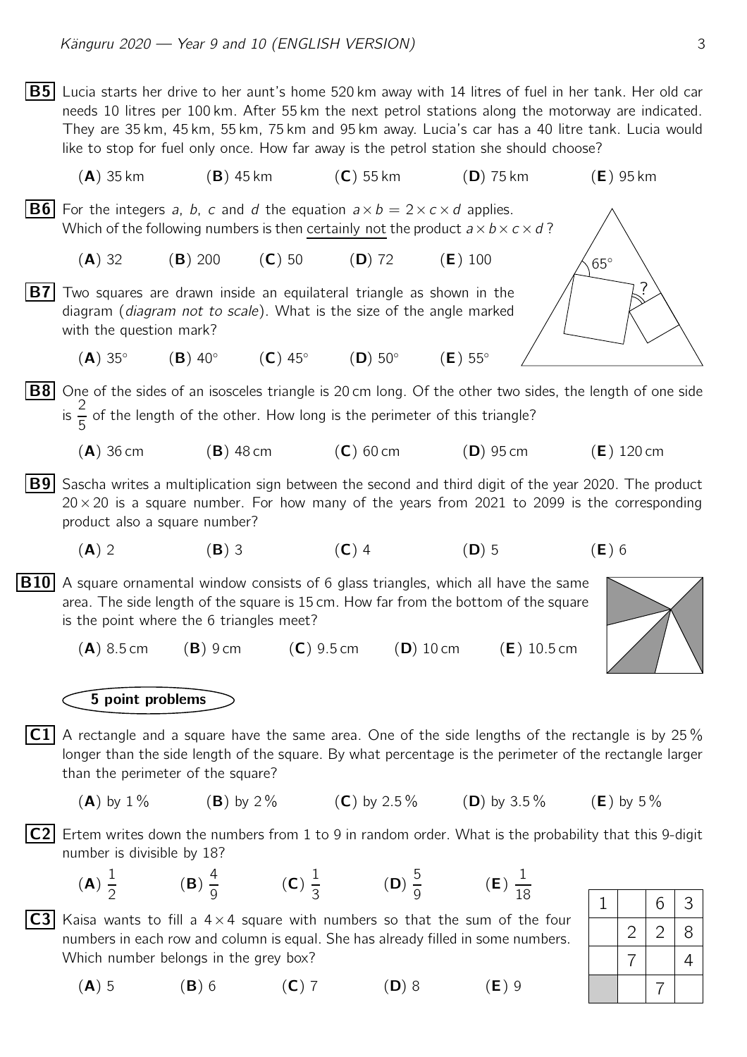**B5** Lucia starts her drive to her aunt's home 520 km away with 14 litres of fuel in her tank. Her old car needs 10 litres per 100 km. After 55 km the next petrol stations along the motorway are indicated. They are 35 km, 45 km, 55 km, 75 km and 95 km away. Lucia's car has a 40 litre tank. Lucia would like to stop for fuel only once. How far away is the petrol station she should choose?

(**A**) 35 km (**B**) 45 km (**C**) 55 km (**D**) 75 km (**E**) 95 km

**B6** For the integers $a$, $b$, $c$ and $d$ the equation $a \times b = 2 \times c \times d$ applies. Which of the following numbers is then certainly not the product $a \times b \times c \times d$?

(**A**) 32 (**B**) 200 (**C**) 50 (**D**) 72 (**E**) 100

**B7** Two squares are drawn inside an equilateral triangle as shown in the diagram (*diagram not to scale*). What is the size of the angle marked with the question mark?

(**A**) $35^\circ$ (**B**) $40^\circ$ (**C**) $45^\circ$ (**D**) $50^\circ$ (**E**) $55^\circ$

**B8** One of the sides of an isosceles triangle is 20 cm long. Of the other two sides, the length of one side is $\frac{2}{5}$ of the length of the other. How long is the perimeter of this triangle?

(**A**) 36 cm (**B**) 48 cm (**C**) 60 cm (**D**) 95 cm (**E**) 120 cm

**B9** Sascha writes a multiplication sign between the second and third digit of the year 2020. The product $20 \times 20$ is a square number. For how many of the years from 2021 to 2099 is the corresponding product also a square number?

(**A**) 2 (**B**) 3 (**C**) 4 (**D**) 5 (**E**) 6

**B10** A square ornamental window consists of 6 glass triangles, which all have the same area. The side length of the square is 15 cm. How far from the bottom of the square is the point where the 6 triangles meet?

(**A**) 8.5 cm (**B**) 9 cm (**C**) 9.5 cm (**D**) 10 cm (**E**) 10.5 cm

## 5 point problems

**C1** A rectangle and a square have the same area. One of the side lengths of the rectangle is by 25 % longer than the side length of the square. By what percentage is the perimeter of the rectangle larger than the perimeter of the square?

(**A**) by 1 % (**B**) by 2 % (**C**) by 2.5 % (**D**) by 3.5 % (**E**) by 5 %

**C2** Ertem writes down the numbers from 1 to 9 in random order. What is the probability that this 9-digit number is divisible by 18?

(**A**) $\frac{1}{2}$ (**B**) $\frac{4}{9}$ (**C**) $\frac{1}{3}$ (**D**) $\frac{5}{9}$ (**E**) $\frac{1}{18}$

**C3** Kaisa wants to fill a $4 \times 4$ square with numbers so that the sum of the four numbers in each row and column is equal. She has already filled in some numbers. Which number belongs in the grey box?

| | | | |
|---|---|---|---|
| 1 | | 6 | 3 |
| | 2 | 2 | 8 |
| | 7 | | 4 |
| (grey) | | 7 | |

(**A**) 5 (**B**) 6 (**C**) 7 (**D**) 8 (**E**) 9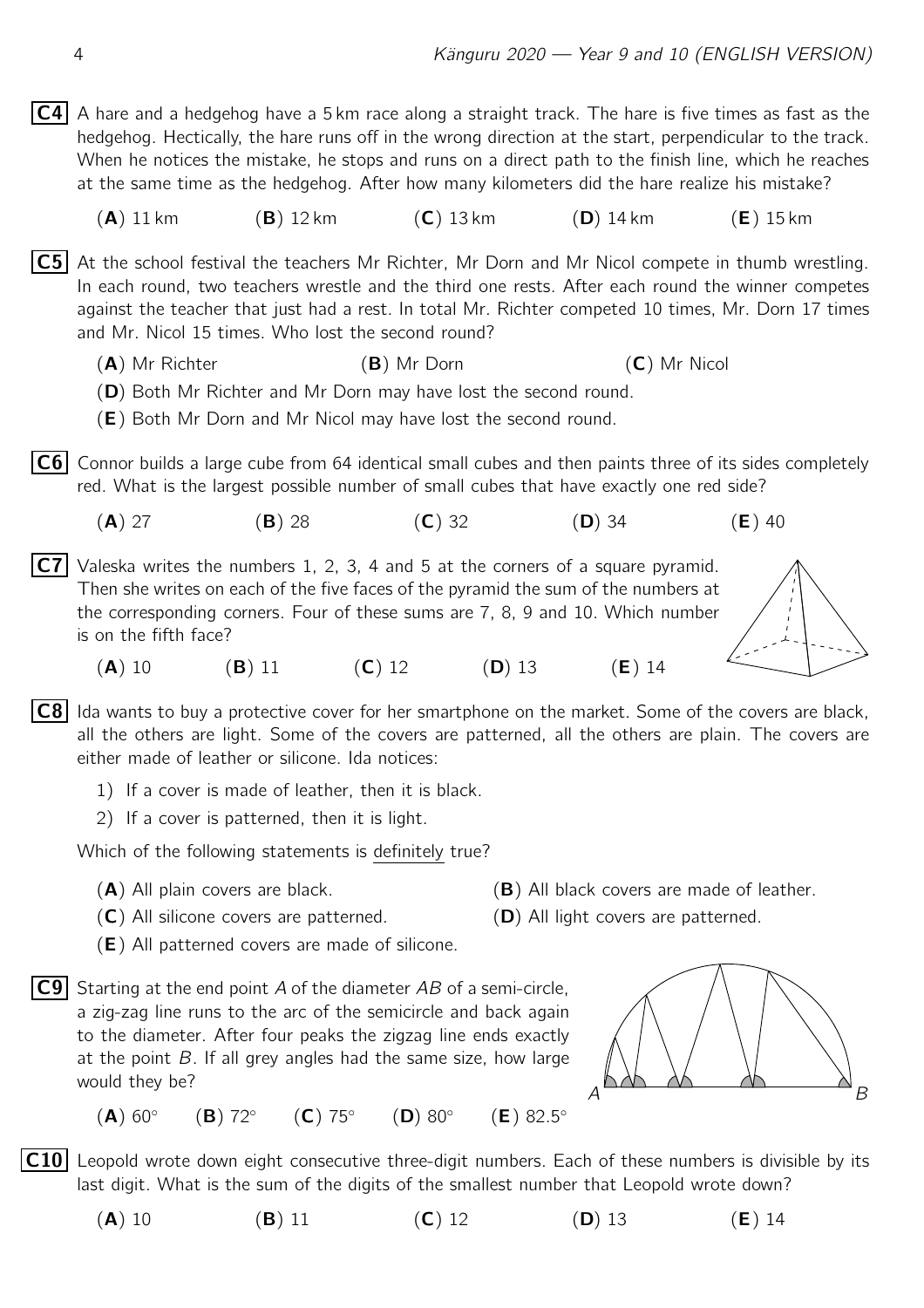**C4** A hare and a hedgehog have a 5 km race along a straight track. The hare is five times as fast as the hedgehog. Hectically, the hare runs off in the wrong direction at the start, perpendicular to the track. When he notices the mistake, he stops and runs on a direct path to the finish line, which he reaches at the same time as the hedgehog. After how many kilometers did the hare realize his mistake?

(**A**) 11 km (**B**) 12 km (**C**) 13 km (**D**) 14 km (**E**) 15 km

**C5** At the school festival the teachers Mr Richter, Mr Dorn and Mr Nicol compete in thumb wrestling. In each round, two teachers wrestle and the third one rests. After each round the winner competes against the teacher that just had a rest. In total Mr. Richter competed 10 times, Mr. Dorn 17 times and Mr. Nicol 15 times. Who lost the second round?

(**A**) Mr Richter (**B**) Mr Dorn (**C**) Mr Nicol

(**D**) Both Mr Richter and Mr Dorn may have lost the second round.

(**E**) Both Mr Dorn and Mr Nicol may have lost the second round.

**C6** Connor builds a large cube from 64 identical small cubes and then paints three of its sides completely red. What is the largest possible number of small cubes that have exactly one red side?

(**A**) 27 (**B**) 28 (**C**) 32 (**D**) 34 (**E**) 40

**C7** Valeska writes the numbers 1, 2, 3, 4 and 5 at the corners of a square pyramid. Then she writes on each of the five faces of the pyramid the sum of the numbers at the corresponding corners. Four of these sums are 7, 8, 9 and 10. Which number is on the fifth face?

(**A**) 10 (**B**) 11 (**C**) 12 (**D**) 13 (**E**) 14

**C8** Ida wants to buy a protective cover for her smartphone on the market. Some of the covers are black, all the others are light. Some of the covers are patterned, all the others are plain. The covers are either made of leather or silicone. Ida notices:

1) If a cover is made of leather, then it is black.
2) If a cover is patterned, then it is light.

Which of the following statements is <u>definitely</u> true?

(**A**) All plain covers are black.

(**B**) All black covers are made of leather.

(**C**) All silicone covers are patterned.

(**D**) All light covers are patterned.

(**E**) All patterned covers are made of silicone.

**C9** Starting at the end point $A$ of the diameter $AB$ of a semi-circle, a zig-zag line runs to the arc of the semicircle and back again to the diameter. After four peaks the zigzag line ends exactly at the point $B$. If all grey angles had the same size, how large would they be?

A B

(**A**) $60^\circ$ (**B**) $72^\circ$ (**C**) $75^\circ$ (**D**) $80^\circ$ (**E**) $82.5^\circ$

**C10** Leopold wrote down eight consecutive three-digit numbers. Each of these numbers is divisible by its last digit. What is the sum of the digits of the smallest number that Leopold wrote down?

(**A**) 10 (**B**) 11 (**C**) 12 (**D**) 13 (**E**) 14